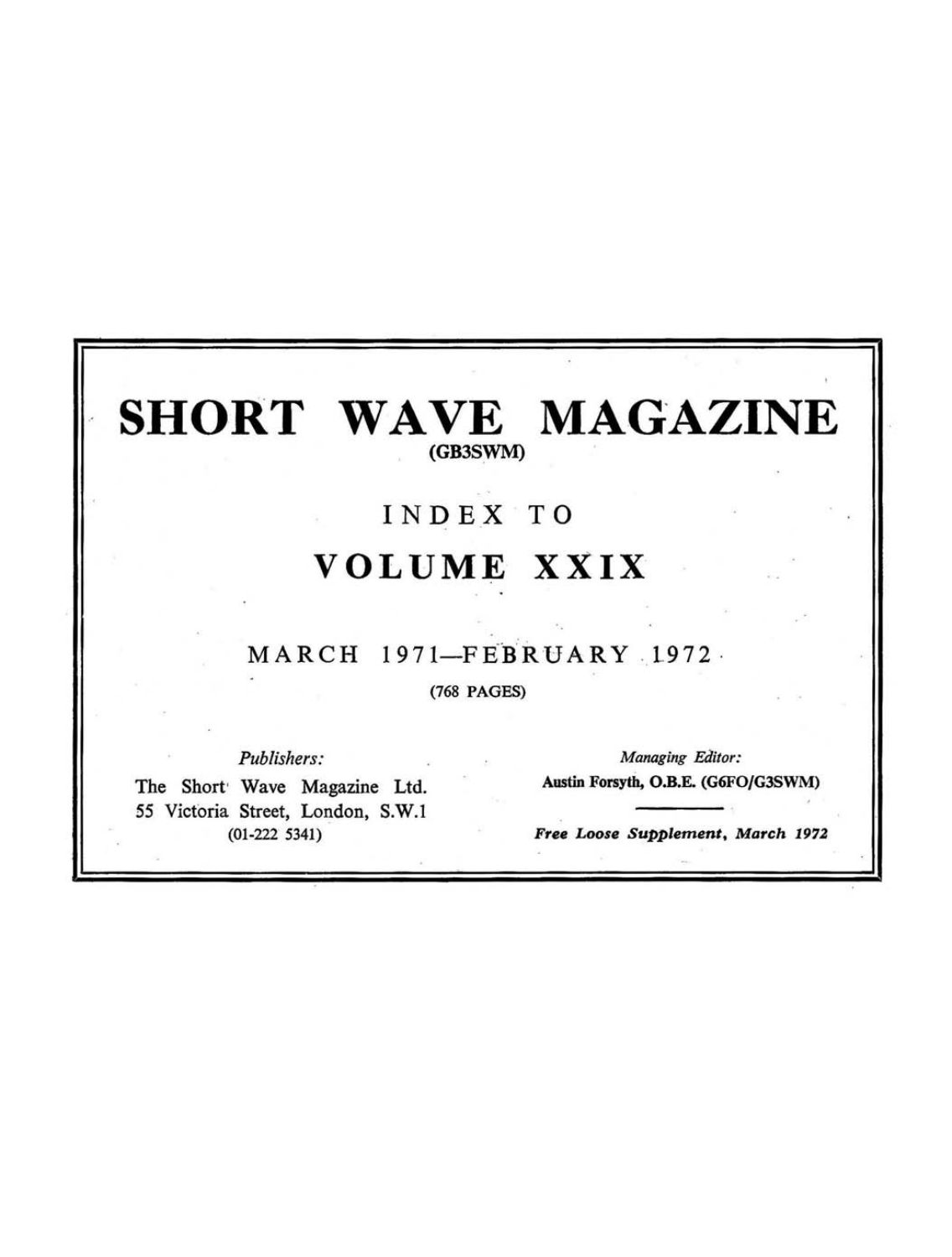# SHORT WAVE MAGAZINE

(GB3SWM)

## INDEX TO

## VOLUME XXIX

MARCH 1971—FEBRUARY 1972

(768 PAGES)

*Publishers:*

The Short Wave Magazine Ltd.
55 Victoria Street, London, S.W.1
(01-222 5341)

*Managing Editor:*

**Austin Forsyth, O.B.E. (G6FO/G3SWM)**

***Free Loose Supplement, March 1972***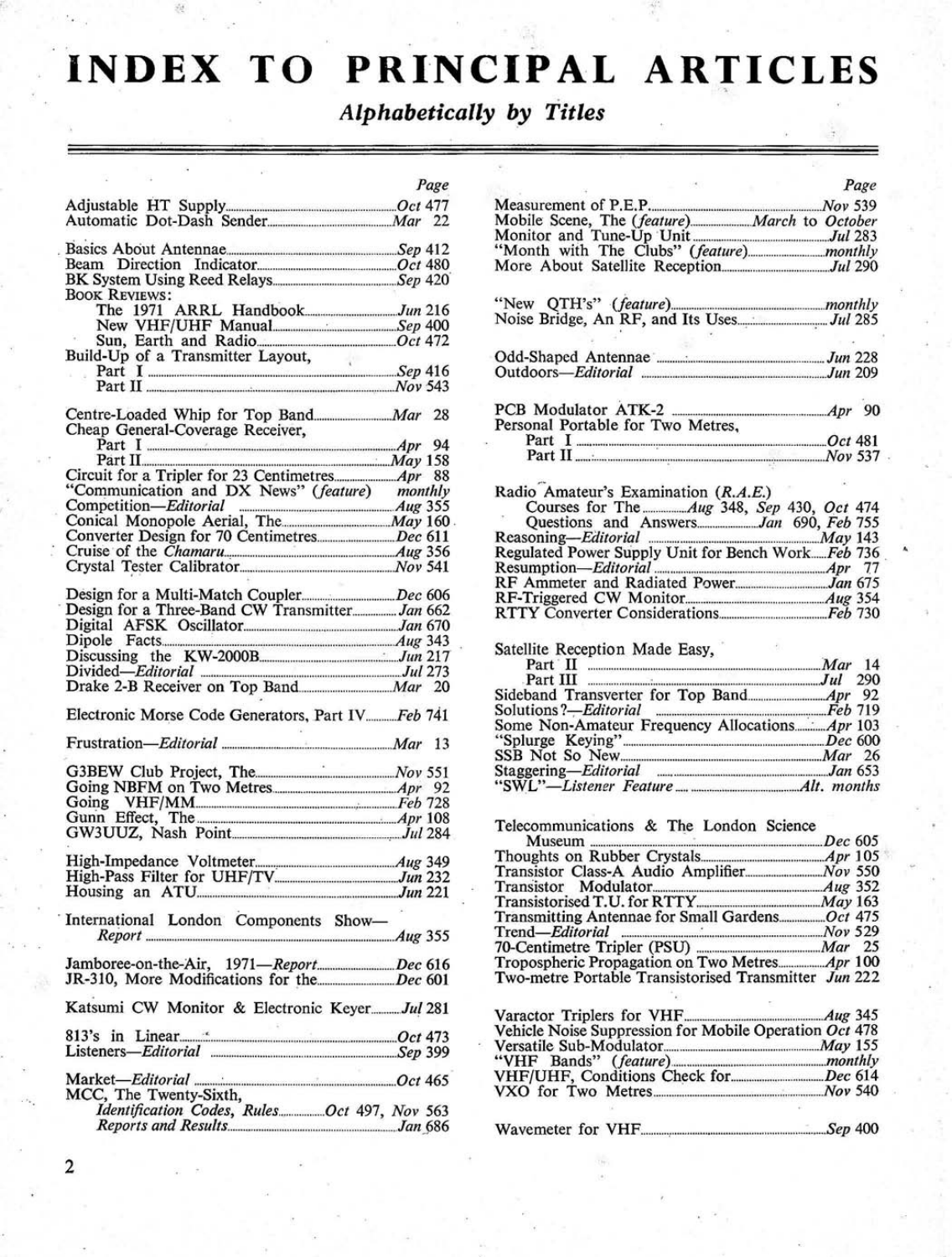# INDEX TO PRINCIPAL ARTICLES

*Alphabetically by Titles*

| | Page |
|---|---|
| Adjustable HT Supply | *Oct* 477 |
| Automatic Dot-Dash Sender | *Mar* 22 |
| Basics About Antennae | *Sep* 412 |
| Beam Direction Indicator | *Oct* 480 |
| BK System Using Reed Relays | *Sep* 420 |
| BOOK REVIEWS: | |
| The 1971 ARRL Handbook | *Jun* 216 |
| New VHF/UHF Manual | *Sep* 400 |
| Sun, Earth and Radio | *Oct* 472 |
| Build-Up of a Transmitter Layout, | |
| Part I | *Sep* 416 |
| Part II | *Nov* 543 |
| Centre-Loaded Whip for Top Band | *Mar* 28 |
| Cheap General-Coverage Receiver, | |
| Part I | *Apr* 94 |
| Part II | *May* 158 |
| Circuit for a Tripler for 23 Centimetres | *Apr* 88 |
| "Communication and DX News" (*feature*) | *monthly* |
| Competition—*Editorial* | *Aug* 355 |
| Conical Monopole Aerial, The | *May* 160 |
| Converter Design for 70 Centimetres | *Dec* 611 |
| Cruise of the *Chamaru* | *Aug* 356 |
| Crystal Tester Calibrator | *Nov* 541 |
| Design for a Multi-Match Coupler | *Dec* 606 |
| Design for a Three-Band CW Transmitter | *Jan* 662 |
| Digital AFSK Oscillator | *Jan* 670 |
| Dipole Facts | *Aug* 343 |
| Discussing the KW-2000B | *Jun* 217 |
| Divided—*Editorial* | *Jul* 273 |
| Drake 2-B Receiver on Top Band | *Mar* 20 |
| Electronic Morse Code Generators, Part IV | *Feb* 741 |
| Frustration—*Editorial* | *Mar* 13 |
| G3BEW Club Project, The | *Nov* 551 |
| Going NBFM on Two Metres | *Apr* 92 |
| Going VHF/MM | *Feb* 728 |
| Gunn Effect, The | *Apr* 108 |
| GW3UUZ, Nash Point | *Jul* 284 |
| High-Impedance Voltmeter | *Aug* 349 |
| High-Pass Filter for UHF/TV | *Jun* 232 |
| Housing an ATU | *Jun* 221 |
| International London Components Show—*Report* | *Aug* 355 |
| Jamboree-on-the-Air, 1971—*Report* | *Dec* 616 |
| JR-310, More Modifications for the | *Dec* 601 |
| Katsumi CW Monitor & Electronic Keyer | *Jul* 281 |
| 813's in Linear | *Oct* 473 |
| Listeners—*Editorial* | *Sep* 399 |
| Market—*Editorial* | *Oct* 465 |
| MCC, The Twenty-Sixth, | |
| *Identification Codes, Rules* | *Oct* 497, *Nov* 563 |
| *Reports and Results* | *Jan* 686 |
| Measurement of P.E.P. | *Nov* 539 |
| Mobile Scene, The (*feature*) | *March* to *October* |
| Monitor and Tune-Up Unit | *Jul* 283 |
| "Month with The Clubs" (*feature*) | *monthly* |
| More About Satellite Reception | *Jul* 290 |
| "New QTH's" (*feature*) | *monthly* |
| Noise Bridge, An RF, and Its Uses | *Jul* 285 |
| Odd-Shaped Antennae | *Jun* 228 |
| Outdoors—*Editorial* | *Jun* 209 |
| PCB Modulator ATK-2 | *Apr* 90 |
| Personal Portable for Two Metres, | |
| Part I | *Oct* 481 |
| Part II | *Nov* 537 |
| Radio Amateur's Examination (*R.A.E.*) | |
| Courses for The | *Aug* 348, *Sep* 430, *Oct* 474 |
| Questions and Answers | *Jan* 690, *Feb* 755 |
| Reasoning—*Editorial* | *May* 143 |
| Regulated Power Supply Unit for Bench Work | *Feb* 736 |
| Resumption—*Editorial* | *Apr* 77 |
| RF Ammeter and Radiated Power | *Jan* 675 |
| RF-Triggered CW Monitor | *Aug* 354 |
| RTTY Converter Considerations | *Feb* 730 |
| Satellite Reception Made Easy, | |
| Part II | *Mar* 14 |
| Part III | *Jul* 290 |
| Sideband Transverter for Top Band | *Apr* 92 |
| Solutions?—*Editorial* | *Feb* 719 |
| Some Non-Amateur Frequency Allocations | *Apr* 103 |
| "Splurge Keying" | *Dec* 600 |
| SSB Not So New | *Mar* 26 |
| Staggering—*Editorial* | *Jan* 653 |
| "SWL"—*Listener Feature* | *Alt. months* |
| Telecommunications & The London Science Museum | *Dec* 605 |
| Thoughts on Rubber Crystals | *Apr* 105 |
| Transistor Class-A Audio Amplifier | *Nov* 550 |
| Transistor Modulator | *Aug* 352 |
| Transistorised T.U. for RTTY | *May* 163 |
| Transmitting Antennae for Small Gardens | *Oct* 475 |
| Trend—*Editorial* | *Nov* 529 |
| 70-Centimetre Tripler (PSU) | *Mar* 25 |
| Tropospheric Propagation on Two Metres | *Apr* 100 |
| Two-metre Portable Transistorised Transmitter | *Jun* 222 |
| Varactor Triplers for VHF | *Aug* 345 |
| Vehicle Noise Suppression for Mobile Operation | *Oct* 478 |
| Versatile Sub-Modulator | *May* 155 |
| "VHF Bands" (*feature*) | *monthly* |
| VHF/UHF, Conditions Check for | *Dec* 614 |
| VXO for Two Metres | *Nov* 540 |
| Wavemeter for VHF | *Sep* 400 |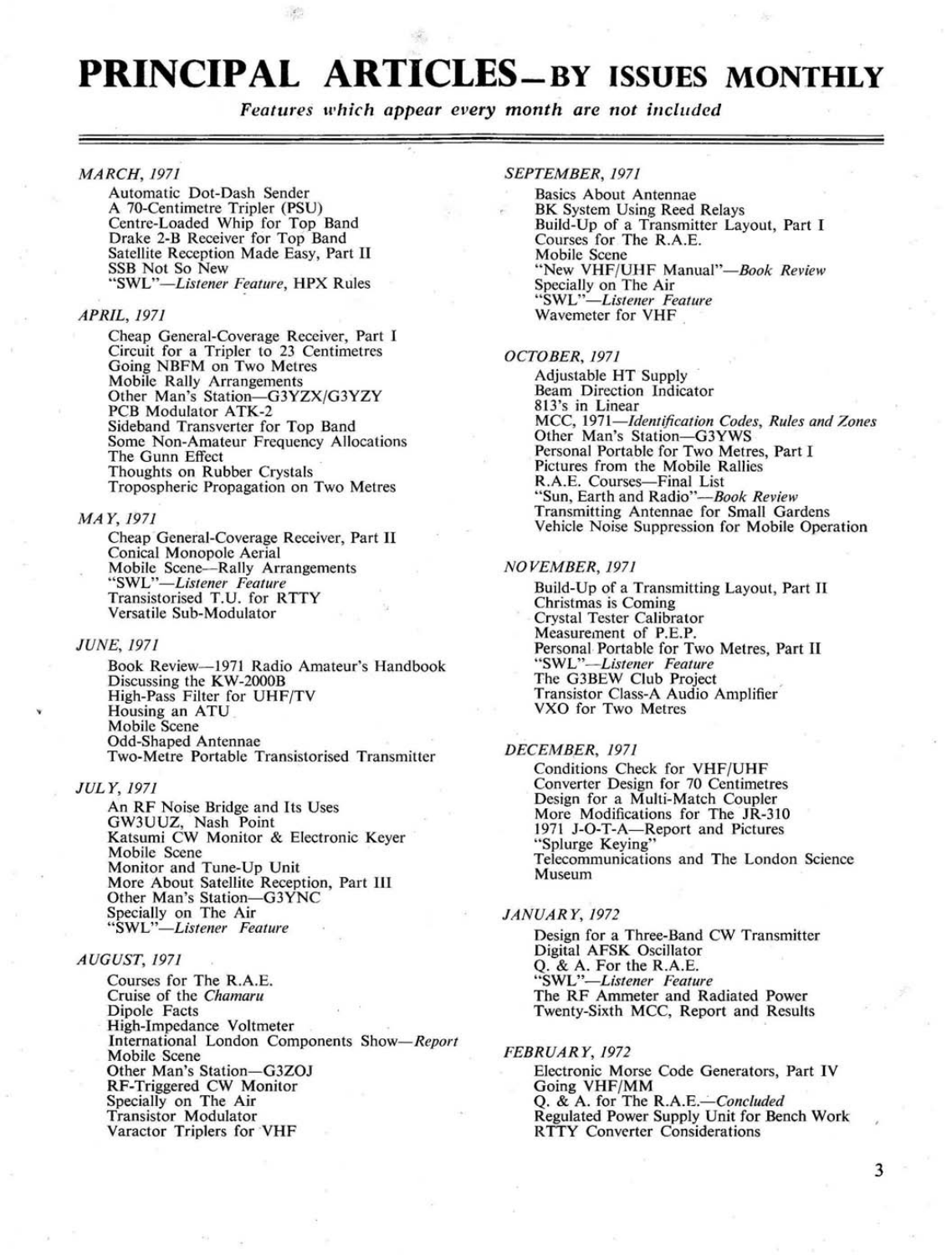# PRINCIPAL ARTICLES—BY ISSUES MONTHLY

*Features which appear every month are not included*

### *MARCH, 1971*

Automatic Dot-Dash Sender
A 70-Centimetre Tripler (PSU)
Centre-Loaded Whip for Top Band
Drake 2-B Receiver for Top Band
Satellite Reception Made Easy, Part II
SSB Not So New
"SWL"—*Listener Feature*, HPX Rules

### *APRIL, 1971*

Cheap General-Coverage Receiver, Part I
Circuit for a Tripler to 23 Centimetres
Going NBFM on Two Metres
Mobile Rally Arrangements
Other Man's Station—G3YZX/G3YZY
PCB Modulator ATK-2
Sideband Transverter for Top Band
Some Non-Amateur Frequency Allocations
The Gunn Effect
Thoughts on Rubber Crystals
Tropospheric Propagation on Two Metres

### *MAY, 1971*

Cheap General-Coverage Receiver, Part II
Conical Monopole Aerial
Mobile Scene—Rally Arrangements
"SWL"—*Listener Feature*
Transistorised T.U. for RTTY
Versatile Sub-Modulator

### *JUNE, 1971*

Book Review—1971 Radio Amateur's Handbook
Discussing the KW-2000B
High-Pass Filter for UHF/TV
Housing an ATU
Mobile Scene
Odd-Shaped Antennae
Two-Metre Portable Transistorised Transmitter

### *JULY, 1971*

An RF Noise Bridge and Its Uses
GW3UUZ, Nash Point
Katsumi CW Monitor & Electronic Keyer
Mobile Scene
Monitor and Tune-Up Unit
More About Satellite Reception, Part III
Other Man's Station—G3YNC
Specially on The Air
"SWL"—*Listener Feature*

### *AUGUST, 1971*

Courses for The R.A.E.
Cruise of the *Chamaru*
Dipole Facts
High-Impedance Voltmeter
International London Components Show—*Report*
Mobile Scene
Other Man's Station—G3ZOJ
RF-Triggered CW Monitor
Specially on The Air
Transistor Modulator
Varactor Triplers for VHF

### *SEPTEMBER, 1971*

Basics About Antennae
BK System Using Reed Relays
Build-Up of a Transmitter Layout, Part I
Courses for The R.A.E.
Mobile Scene
"New VHF/UHF Manual"—*Book Review*
Specially on The Air
"SWL"—*Listener Feature*
Wavemeter for VHF

### *OCTOBER, 1971*

Adjustable HT Supply
Beam Direction Indicator
813's in Linear
MCC, 1971—*Identification Codes, Rules and Zones*
Other Man's Station—G3YWS
Personal Portable for Two Metres, Part I
Pictures from the Mobile Rallies
R.A.E. Courses—Final List
"Sun, Earth and Radio"—*Book Review*
Transmitting Antennae for Small Gardens
Vehicle Noise Suppression for Mobile Operation

### *NOVEMBER, 1971*

Build-Up of a Transmitting Layout, Part II
Christmas is Coming
Crystal Tester Calibrator
Measurement of P.E.P.
Personal Portable for Two Metres, Part II
"SWL"—*Listener Feature*
The G3BEW Club Project
Transistor Class-A Audio Amplifier
VXO for Two Metres

### *DECEMBER, 1971*

Conditions Check for VHF/UHF
Converter Design for 70 Centimetres
Design for a Multi-Match Coupler
More Modifications for The JR-310
1971 J-O-T-A—Report and Pictures
"Splurge Keying"
Telecommunications and The London Science Museum

### *JANUARY, 1972*

Design for a Three-Band CW Transmitter
Digital AFSK Oscillator
Q. & A. For the R.A.E.
"SWL"—*Listener Feature*
The RF Ammeter and Radiated Power
Twenty-Sixth MCC, Report and Results

### *FEBRUARY, 1972*

Electronic Morse Code Generators, Part IV
Going VHF/MM
Q. & A. for The R.A.E.—*Concluded*
Regulated Power Supply Unit for Bench Work
RTTY Converter Considerations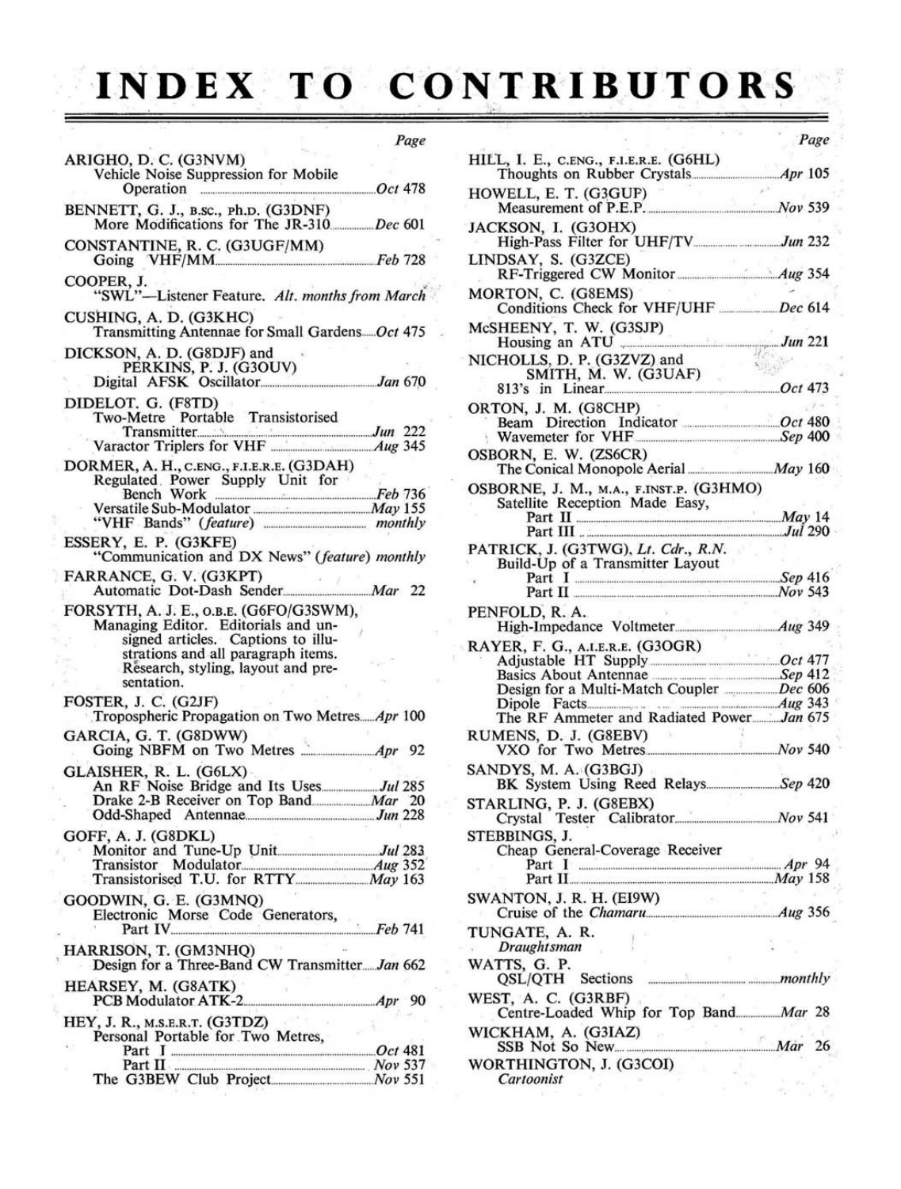# INDEX TO CONTRIBUTORS

Page

**ARIGHO, D. C. (G3NVM)**
Vehicle Noise Suppression for Mobile Operation ... *Oct* 478

**BENNETT, G. J., B.SC., Ph.D. (G3DNF)**
More Modifications for The JR-310 ... *Dec* 601

**CONSTANTINE, R. C. (G3UGF/MM)**
Going VHF/MM ... *Feb* 728

**COOPER, J.**
"SWL"—Listener Feature. *Alt. months from March*

**CUSHING, A. D. (G3KHC)**
Transmitting Antennae for Small Gardens ... *Oct* 475

**DICKSON, A. D. (G8DJF) and PERKINS, P. J. (G3OUV)**
Digital AFSK Oscillator ... *Jan* 670

**DIDELOT, G. (F8TD)**
Two-Metre Portable Transistorised Transmitter ... *Jun* 222
Varactor Triplers for VHF ... *Aug* 345

**DORMER, A. H., C.ENG., F.I.E.R.E. (G3DAH)**
Regulated Power Supply Unit for Bench Work ... *Feb* 736
Versatile Sub-Modulator ... *May* 155
"VHF Bands" (*feature*) ... *monthly*

**ESSERY, E. P. (G3KFE)**
"Communication and DX News" (*feature*) *monthly*

**FARRANCE, G. V. (G3KPT)**
Automatic Dot-Dash Sender ... *Mar* 22

**FORSYTH, A. J. E., O.B.E. (G6FO/G3SWM),**
Managing Editor. Editorials and unsigned articles. Captions to illustrations and all paragraph items. Research, styling, layout and presentation.

**FOSTER, J. C. (G2JF)**
Tropospheric Propagation on Two Metres ... *Apr* 100

**GARCIA, G. T. (G8DWW)**
Going NBFM on Two Metres ... *Apr* 92

**GLAISHER, R. L. (G6LX)**
An RF Noise Bridge and Its Uses ... *Jul* 285
Drake 2-B Receiver on Top Band ... *Mar* 20
Odd-Shaped Antennae ... *Jun* 228

**GOFF, A. J. (G8DKL)**
Monitor and Tune-Up Unit ... *Jul* 283
Transistor Modulator ... *Aug* 352
Transistorised T.U. for RTTY ... *May* 163

**GOODWIN, G. E. (G3MNQ)**
Electronic Morse Code Generators, Part IV ... *Feb* 741

**HARRISON, T. (GM3NHQ)**
Design for a Three-Band CW Transmitter ... *Jan* 662

**HEARSEY, M. (G8ATK)**
PCB Modulator ATK-2 ... *Apr* 90

**HEY, J. R., M.S.E.R.T. (G3TDZ)**
Personal Portable for Two Metres,
Part I ... *Oct* 481
Part II ... *Nov* 537
The G3BEW Club Project ... *Nov* 551

**HILL, I. E., C.ENG., F.I.E.R.E. (G6HL)**
Thoughts on Rubber Crystals ... *Apr* 105

**HOWELL, E. T. (G3GUP)**
Measurement of P.E.P. ... *Nov* 539

**JACKSON, I. (G3OHX)**
High-Pass Filter for UHF/TV ... *Jun* 232

**LINDSAY, S. (G3ZCE)**
RF-Triggered CW Monitor ... *Aug* 354

**MORTON, C. (G8EMS)**
Conditions Check for VHF/UHF ... *Dec* 614

**McSHEENY, T. W. (G3SJP)**
Housing an ATU ... *Jun* 221

**NICHOLLS, D. P. (G3ZVZ) and SMITH, M. W. (G3UAF)**
813's in Linear ... *Oct* 473

**ORTON, J. M. (G8CHP)**
Beam Direction Indicator ... *Oct* 480
Wavemeter for VHF ... *Sep* 400

**OSBORN, E. W. (ZS6CR)**
The Conical Monopole Aerial ... *May* 160

**OSBORNE, J. M., M.A., F.INST.P. (G3HMO)**
Satellite Reception Made Easy,
Part II ... *May* 14
Part III ... *Jul* 290

**PATRICK, J. (G3TWG), *Lt. Cdr., R.N.***
Build-Up of a Transmitter Layout
Part I ... *Sep* 416
Part II ... *Nov* 543

**PENFOLD, R. A.**
High-Impedance Voltmeter ... *Aug* 349

**RAYER, F. G., A.I.E.R.E. (G3OGR)**
Adjustable HT Supply ... *Oct* 477
Basics About Antennae ... *Sep* 412
Design for a Multi-Match Coupler ... *Dec* 606
Dipole Facts ... *Aug* 343
The RF Ammeter and Radiated Power ... *Jan* 675

**RUMENS, D. J. (G8EBV)**
VXO for Two Metres ... *Nov* 540

**SANDYS, M. A. (G3BGJ)**
BK System Using Reed Relays ... *Sep* 420

**STARLING, P. J. (G8EBX)**
Crystal Tester Calibrator ... *Nov* 541

**STEBBINGS, J.**
Cheap General-Coverage Receiver
Part I ... *Apr* 94
Part II ... *May* 158

**SWANTON, J. R. H. (EI9W)**
Cruise of the *Chamaru* ... *Aug* 356

**TUNGATE, A. R.**
*Draughtsman*

**WATTS, G. P.**
QSL/QTH Sections ... *monthly*

**WEST, A. C. (G3RBF)**
Centre-Loaded Whip for Top Band ... *Mar* 28

**WICKHAM, A. (G3IAZ)**
SSB Not So New ... *Mar* 26

**WORTHINGTON, J. (G3COI)**
*Cartoonist*